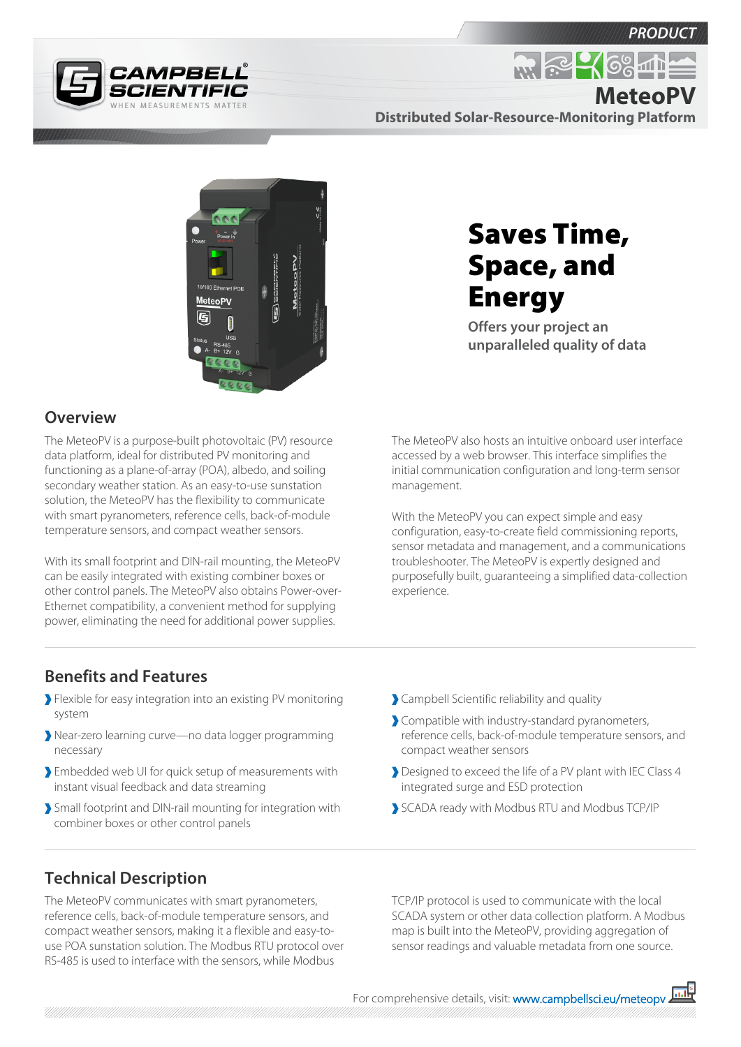PRODUCT

# MeteoPV

**Distributed Solar-Resource-Monitoring Platform**

# Saves Time, Space, and Energy

**Offers your project an unparalleled quality of data**

## Overview

The MeteoPV is a purpose-built photovoltaic (PV) resource data platform, ideal for distributed PV monitoring and functioning as a plane-of-array (POA), albedo, and soiling secondary weather station. As an easy-to-use sunstation solution, the MeteoPV has the flexibility to communicate with smart pyranometers, reference cells, back-of-module temperature sensors, and compact weather sensors.

With its small footprint and DIN-rail mounting, the MeteoPV can be easily integrated with existing combiner boxes or other control panels. The MeteoPV also obtains Power-over-Ethernet compatibility, a convenient method for supplying power, eliminating the need for additional power supplies.

The MeteoPV also hosts an intuitive onboard user interface accessed by a web browser. This interface simplifies the initial communication configuration and long-term sensor management.

With the MeteoPV you can expect simple and easy configuration, easy-to-create field commissioning reports, sensor metadata and management, and a communications troubleshooter. The MeteoPV is expertly designed and purposefully built, guaranteeing a simplified data-collection experience.

## Benefits and Features

- Flexible for easy integration into an existing PV monitoring system
- Near-zero learning curve—no data logger programming necessary
- Embedded web UI for quick setup of measurements with instant visual feedback and data streaming
- Small footprint and DIN-rail mounting for integration with combiner boxes or other control panels
- Campbell Scientific reliability and quality
- Compatible with industry-standard pyranometers, reference cells, back-of-module temperature sensors, and compact weather sensors
- Designed to exceed the life of a PV plant with IEC Class 4 integrated surge and ESD protection
- SCADA ready with Modbus RTU and Modbus TCP/IP

## Technical Description

The MeteoPV communicates with smart pyranometers, reference cells, back-of-module temperature sensors, and compact weather sensors, making it a flexible and easy-to-use POA sunstation solution. The Modbus RTU protocol over RS-485 is used to interface with the sensors, while Modbus TCP/IP protocol is used to communicate with the local SCADA system or other data collection platform. A Modbus map is built into the MeteoPV, providing aggregation of sensor readings and valuable metadata from one source.

For comprehensive details, visit: www.campbellsci.eu/meteopv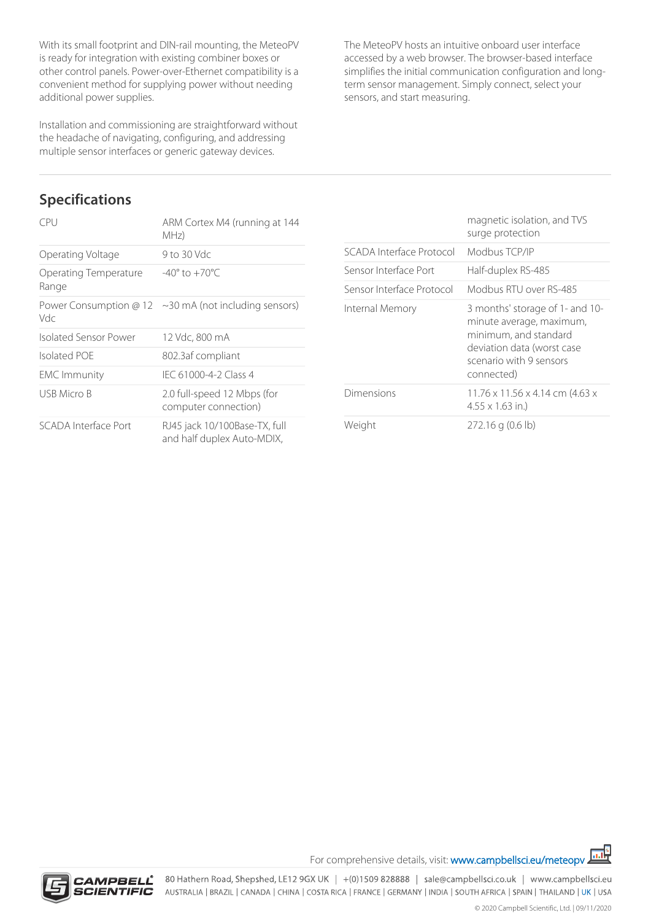With its small footprint and DIN-rail mounting, the MeteoPV is ready for integration with existing combiner boxes or other control panels. Power-over-Ethernet compatibility is a convenient method for supplying power without needing additional power supplies.

Installation and commissioning are straightforward without the headache of navigating, configuring, and addressing multiple sensor interfaces or generic gateway devices.

The MeteoPV hosts an intuitive onboard user interface accessed by a web browser. The browser-based interface simplifies the initial communication configuration and long-term sensor management. Simply connect, select your sensors, and start measuring.

## Specifications

| | |
|---|---|
| CPU | ARM Cortex M4 (running at 144 MHz) |
| Operating Voltage | 9 to 30 Vdc |
| Operating Temperature Range | -40° to +70°C |
| Power Consumption @ 12 Vdc | ~30 mA (not including sensors) |
| Isolated Sensor Power | 12 Vdc, 800 mA |
| Isolated POE | 802.3af compliant |
| EMC Immunity | IEC 61000-4-2 Class 4 |
| USB Micro B | 2.0 full-speed 12 Mbps (for computer connection) |
| SCADA Interface Port | RJ45 jack 10/100Base-TX, full and half duplex Auto-MDIX, magnetic isolation, and TVS surge protection |
| SCADA Interface Protocol | Modbus TCP/IP |
| Sensor Interface Port | Half-duplex RS-485 |
| Sensor Interface Protocol | Modbus RTU over RS-485 |
| Internal Memory | 3 months' storage of 1- and 10-minute average, maximum, minimum, and standard deviation data (worst case scenario with 9 sensors connected) |
| Dimensions | 11.76 x 11.56 x 4.14 cm (4.63 x 4.55 x 1.63 in.) |
| Weight | 272.16 g (0.6 lb) |

For comprehensive details, visit: www.campbellsci.eu/meteopv

80 Hathern Road, Shepshed, LE12 9GX UK | +(0)1509 828888 | sale@campbellsci.co.uk | www.campbellsci.eu

AUSTRALIA | BRAZIL | CANADA | CHINA | COSTA RICA | FRANCE | GERMANY | INDIA | SOUTH AFRICA | SPAIN | THAILAND | UK | USA

© 2020 Campbell Scientific, Ltd. | 09/11/2020